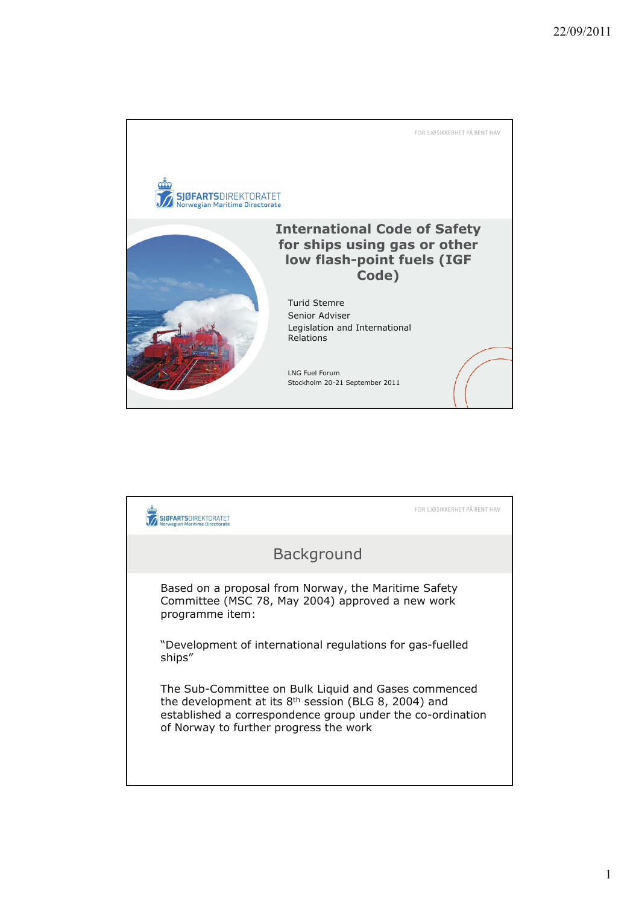# International Code of Safety for ships using gas or other low flash-point fuels (IGF Code)

Turid Stemre
Senior Adviser
Legislation and International Relations

LNG Fuel Forum
Stockholm 20-21 September 2011

## Background

Based on a proposal from Norway, the Maritime Safety Committee (MSC 78, May 2004) approved a new work programme item:

"Development of international regulations for gas-fuelled ships"

The Sub-Committee on Bulk Liquid and Gases commenced the development at its 8$^{th}$ session (BLG 8, 2004) and established a correspondence group under the co-ordination of Norway to further progress the work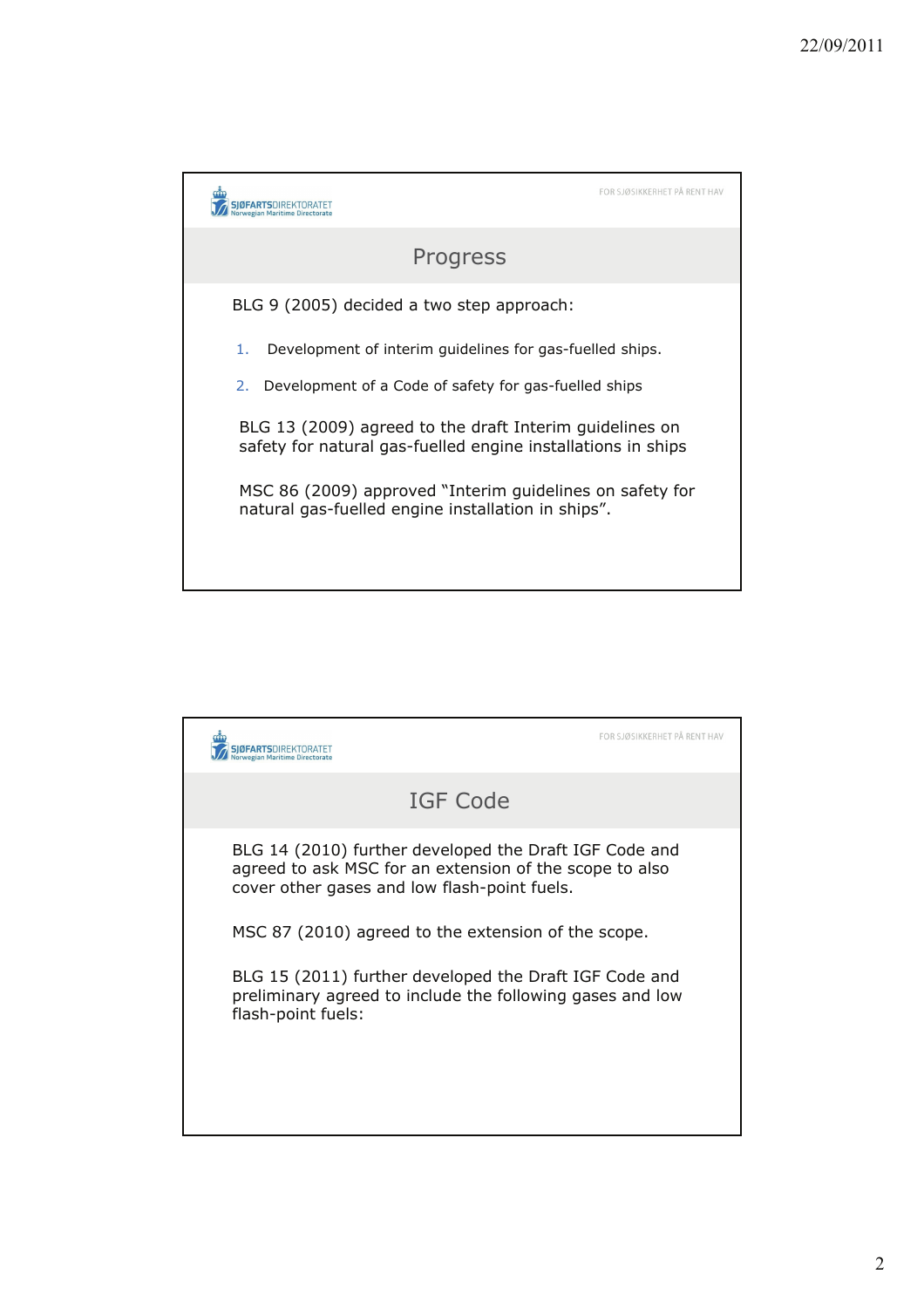## Progress

BLG 9 (2005) decided a two step approach:

1. Development of interim guidelines for gas-fuelled ships.
2. Development of a Code of safety for gas-fuelled ships

BLG 13 (2009) agreed to the draft Interim guidelines on safety for natural gas-fuelled engine installations in ships

MSC 86 (2009) approved "Interim guidelines on safety for natural gas-fuelled engine installation in ships".

## IGF Code

BLG 14 (2010) further developed the Draft IGF Code and agreed to ask MSC for an extension of the scope to also cover other gases and low flash-point fuels.

MSC 87 (2010) agreed to the extension of the scope.

BLG 15 (2011) further developed the Draft IGF Code and preliminary agreed to include the following gases and low flash-point fuels: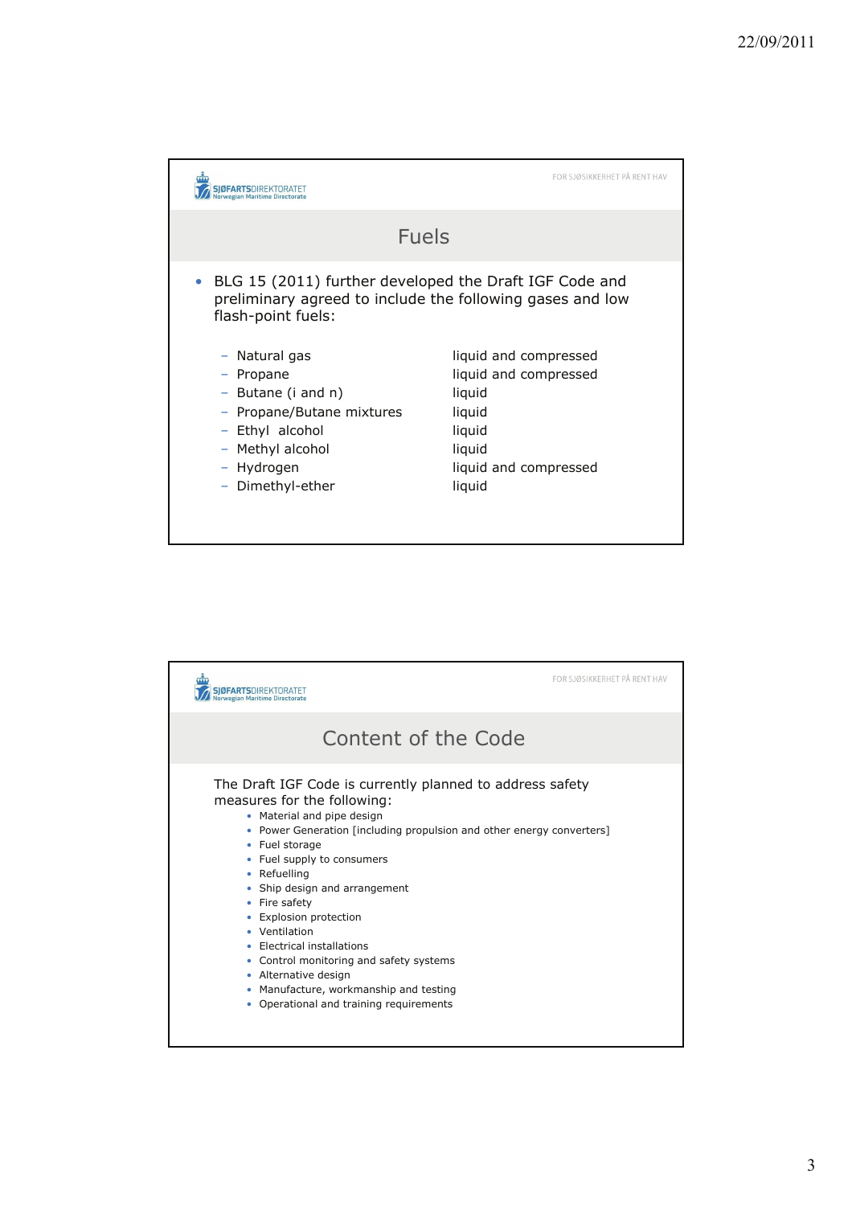## Fuels

- BLG 15 (2011) further developed the Draft IGF Code and preliminary agreed to include the following gases and low flash-point fuels:

| | |
|---|---|
| – Natural gas | liquid and compressed |
| – Propane | liquid and compressed |
| – Butane (i and n) | liquid |
| – Propane/Butane mixtures | liquid |
| – Ethyl alcohol | liquid |
| – Methyl alcohol | liquid |
| – Hydrogen | liquid and compressed |
| – Dimethyl-ether | liquid |

## Content of the Code

The Draft IGF Code is currently planned to address safety measures for the following:

- Material and pipe design
- Power Generation [including propulsion and other energy converters]
- Fuel storage
- Fuel supply to consumers
- Refuelling
- Ship design and arrangement
- Fire safety
- Explosion protection
- Ventilation
- Electrical installations
- Control monitoring and safety systems
- Alternative design
- Manufacture, workmanship and testing
- Operational and training requirements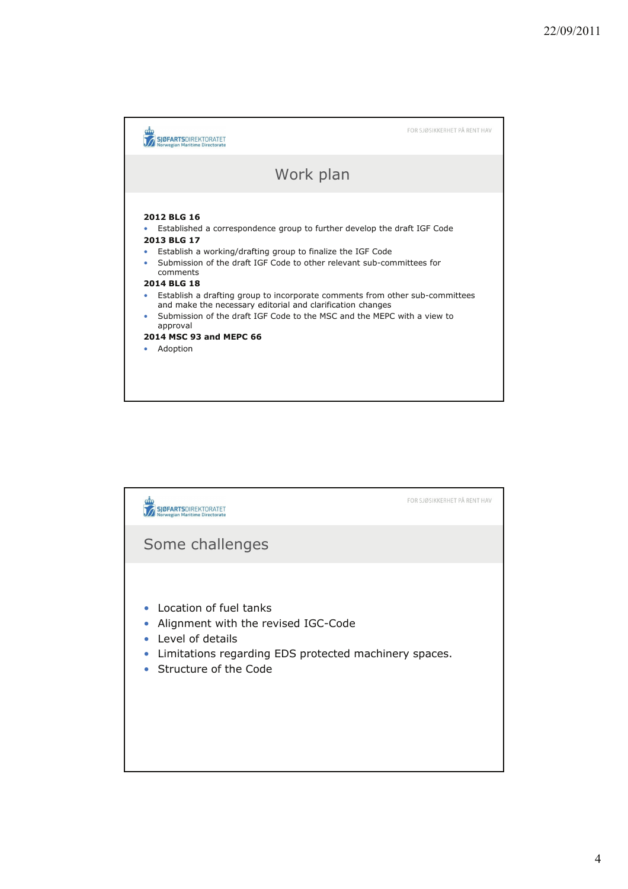## Work plan

**2012 BLG 16**

- Established a correspondence group to further develop the draft IGF Code

**2013 BLG 17**

- Establish a working/drafting group to finalize the IGF Code
- Submission of the draft IGF Code to other relevant sub-committees for comments

**2014 BLG 18**

- Establish a drafting group to incorporate comments from other sub-committees and make the necessary editorial and clarification changes
- Submission of the draft IGF Code to the MSC and the MEPC with a view to approval

**2014 MSC 93 and MEPC 66**

- Adoption

## Some challenges

- Location of fuel tanks
- Alignment with the revised IGC-Code
- Level of details
- Limitations regarding EDS protected machinery spaces.
- Structure of the Code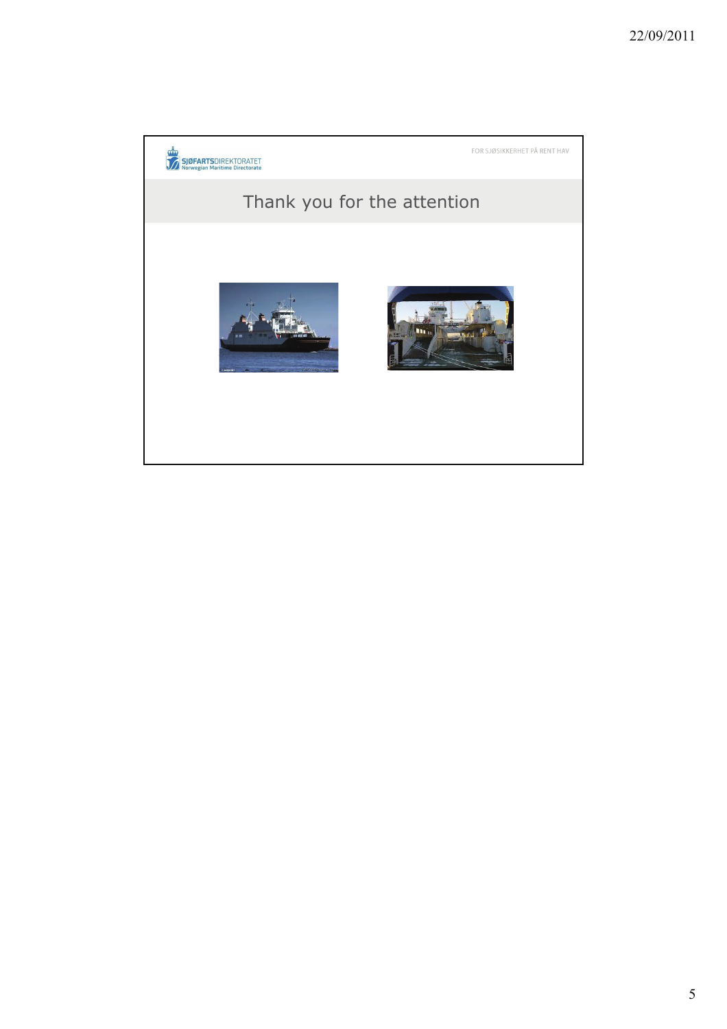FOR SJØSIKKERHET PÅ RENT HAV

SJØFARTSDIREKTORATET
Norwegian Maritime Directorate

## Thank you for the attention